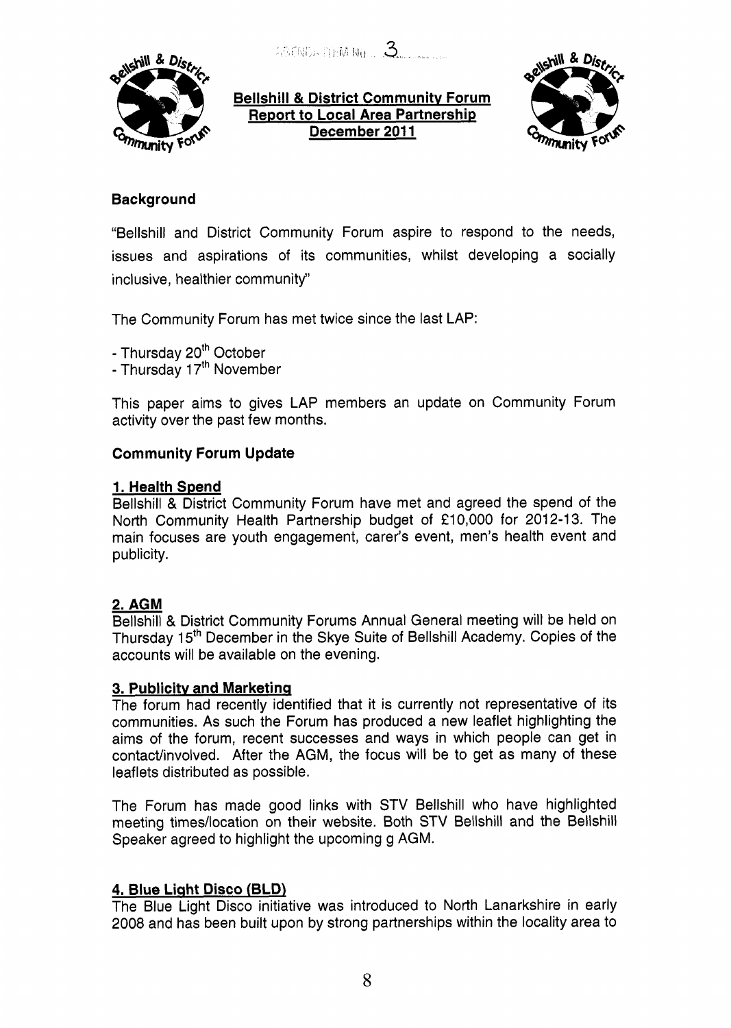AGENDA ITEM No. 3

**Bellshill & District Community Forum**
**Report to Local Area Partnership**
**December 2011**

## Background

"Bellshill and District Community Forum aspire to respond to the needs, issues and aspirations of its communities, whilst developing a socially inclusive, healthier community"

The Community Forum has met twice since the last LAP:

- Thursday 20th October
- Thursday 17th November

This paper aims to gives LAP members an update on Community Forum activity over the past few months.

## Community Forum Update

### 1. Health Spend

Bellshill & District Community Forum have met and agreed the spend of the North Community Health Partnership budget of £10,000 for 2012-13. The main focuses are youth engagement, carer's event, men's health event and publicity.

### 2. AGM

Bellshill & District Community Forums Annual General meeting will be held on Thursday 15th December in the Skye Suite of Bellshill Academy. Copies of the accounts will be available on the evening.

### 3. Publicity and Marketing

The forum had recently identified that it is currently not representative of its communities. As such the Forum has produced a new leaflet highlighting the aims of the forum, recent successes and ways in which people can get in contact/involved. After the AGM, the focus will be to get as many of these leaflets distributed as possible.

The Forum has made good links with STV Bellshill who have highlighted meeting times/location on their website. Both STV Bellshill and the Bellshill Speaker agreed to highlight the upcoming g AGM.

### 4. Blue Light Disco (BLD)

The Blue Light Disco initiative was introduced to North Lanarkshire in early 2008 and has been built upon by strong partnerships within the locality area to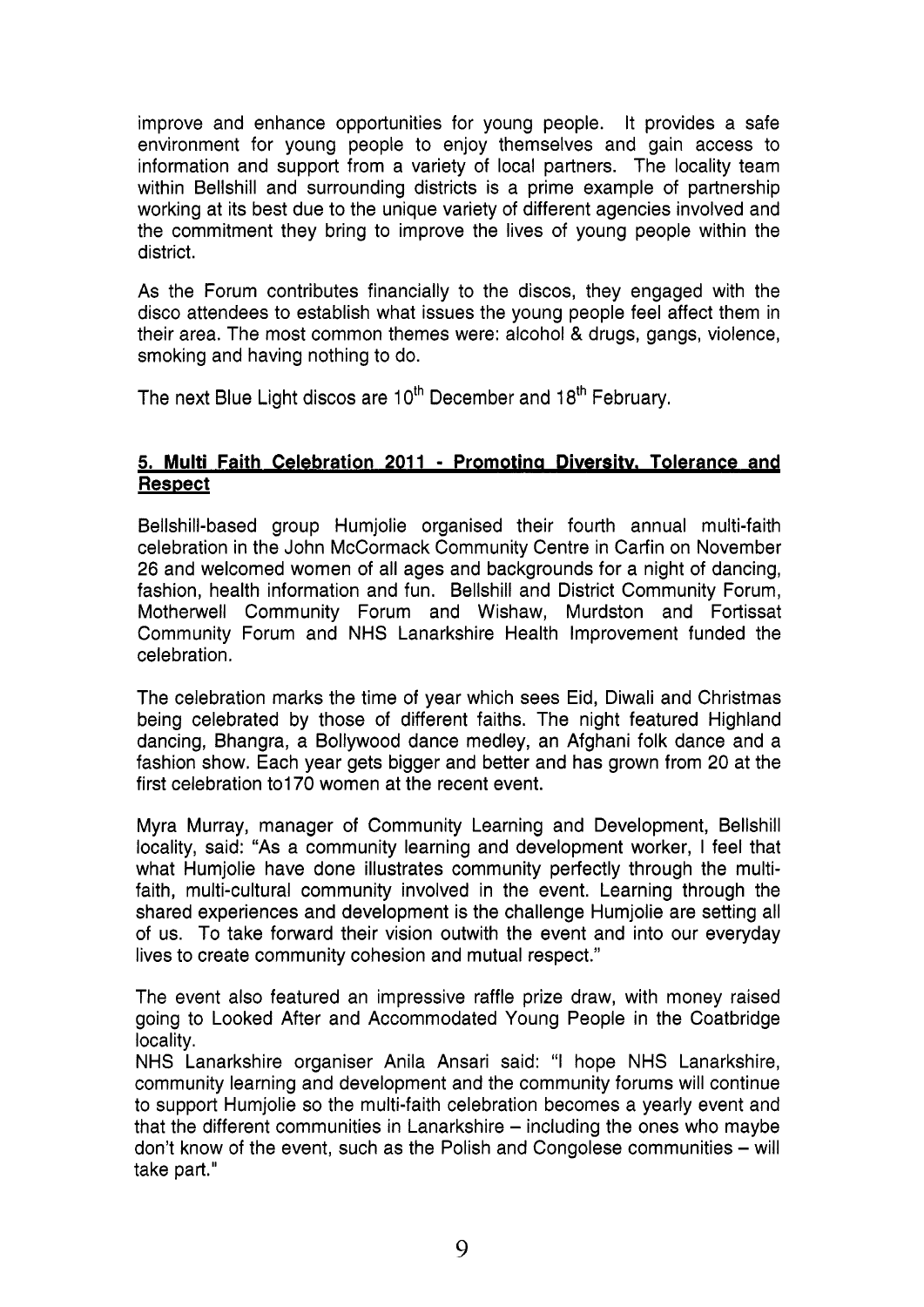improve and enhance opportunities for young people. It provides a safe environment for young people to enjoy themselves and gain access to information and support from a variety of local partners. The locality team within Bellshill and surrounding districts is a prime example of partnership working at its best due to the unique variety of different agencies involved and the commitment they bring to improve the lives of young people within the district.

As the Forum contributes financially to the discos, they engaged with the disco attendees to establish what issues the young people feel affect them in their area. The most common themes were: alcohol & drugs, gangs, violence, smoking and having nothing to do.

The next Blue Light discos are 10th December and 18th February.

## 5. Multi Faith Celebration 2011 - Promoting Diversity, Tolerance and Respect

Bellshill-based group Humjolie organised their fourth annual multi-faith celebration in the John McCormack Community Centre in Carfin on November 26 and welcomed women of all ages and backgrounds for a night of dancing, fashion, health information and fun. Bellshill and District Community Forum, Motherwell Community Forum and Wishaw, Murdston and Fortissat Community Forum and NHS Lanarkshire Health Improvement funded the celebration.

The celebration marks the time of year which sees Eid, Diwali and Christmas being celebrated by those of different faiths. The night featured Highland dancing, Bhangra, a Bollywood dance medley, an Afghani folk dance and a fashion show. Each year gets bigger and better and has grown from 20 at the first celebration to170 women at the recent event.

Myra Murray, manager of Community Learning and Development, Bellshill locality, said: "As a community learning and development worker, I feel that what Humjolie have done illustrates community perfectly through the multi-faith, multi-cultural community involved in the event. Learning through the shared experiences and development is the challenge Humjolie are setting all of us. To take forward their vision outwith the event and into our everyday lives to create community cohesion and mutual respect."

The event also featured an impressive raffle prize draw, with money raised going to Looked After and Accommodated Young People in the Coatbridge locality.

NHS Lanarkshire organiser Anila Ansari said: "I hope NHS Lanarkshire, community learning and development and the community forums will continue to support Humjolie so the multi-faith celebration becomes a yearly event and that the different communities in Lanarkshire – including the ones who maybe don't know of the event, such as the Polish and Congolese communities – will take part."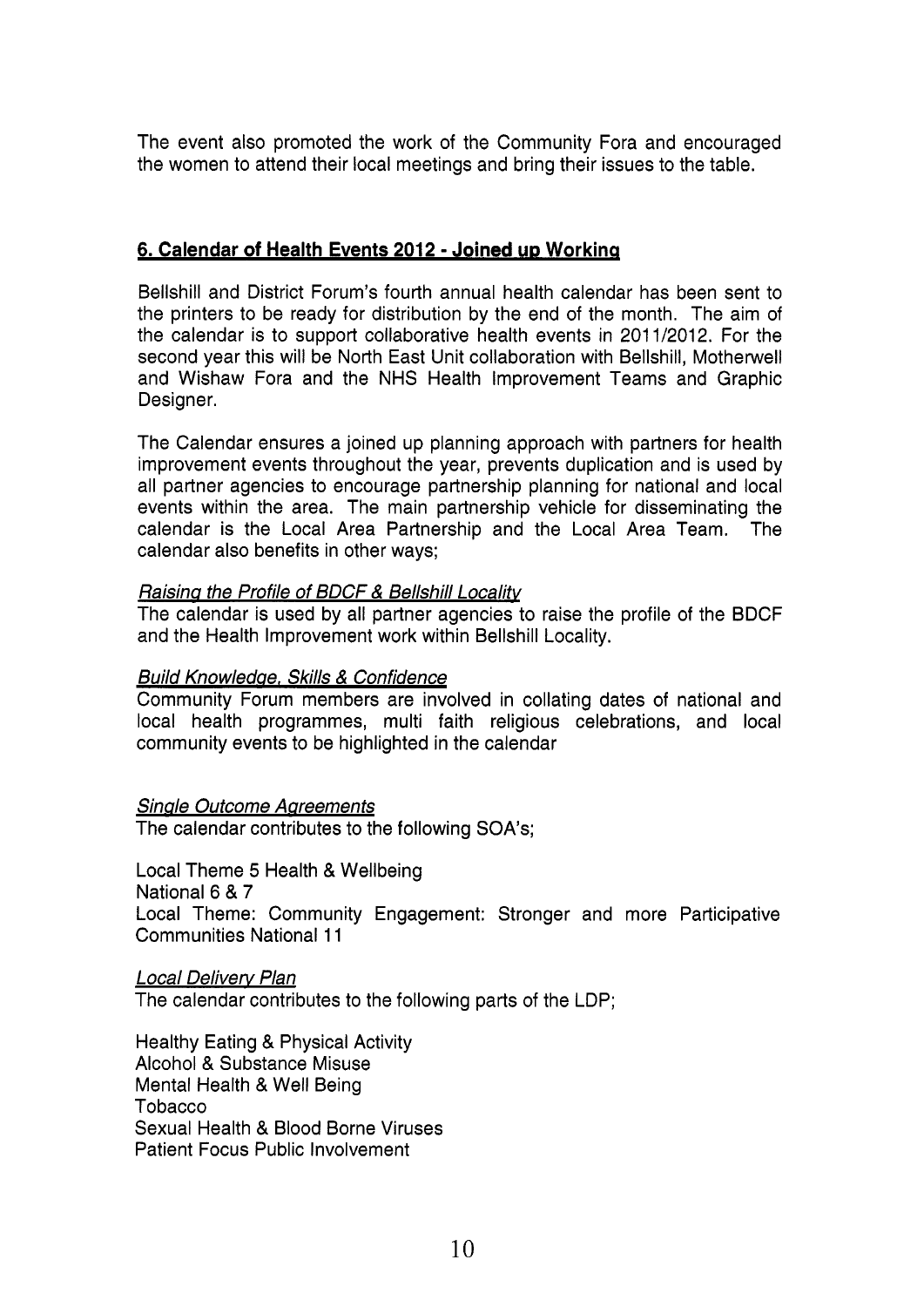The event also promoted the work of the Community Fora and encouraged the women to attend their local meetings and bring their issues to the table.

## 6. Calendar of Health Events 2012 - Joined up Working

Bellshill and District Forum's fourth annual health calendar has been sent to the printers to be ready for distribution by the end of the month. The aim of the calendar is to support collaborative health events in 2011/2012. For the second year this will be North East Unit collaboration with Bellshill, Motherwell and Wishaw Fora and the NHS Health Improvement Teams and Graphic Designer.

The Calendar ensures a joined up planning approach with partners for health improvement events throughout the year, prevents duplication and is used by all partner agencies to encourage partnership planning for national and local events within the area. The main partnership vehicle for disseminating the calendar is the Local Area Partnership and the Local Area Team. The calendar also benefits in other ways;

*Raising the Profile of BDCF & Bellshill Locality*
The calendar is used by all partner agencies to raise the profile of the BDCF and the Health Improvement work within Bellshill Locality.

*Build Knowledge, Skills & Confidence*
Community Forum members are involved in collating dates of national and local health programmes, multi faith religious celebrations, and local community events to be highlighted in the calendar

*Single Outcome Agreements*
The calendar contributes to the following SOA's;

Local Theme 5 Health & Wellbeing
National 6 & 7
Local Theme: Community Engagement: Stronger and more Participative Communities National 11

*Local Delivery Plan*
The calendar contributes to the following parts of the LDP;

Healthy Eating & Physical Activity
Alcohol & Substance Misuse
Mental Health & Well Being
Tobacco
Sexual Health & Blood Borne Viruses
Patient Focus Public Involvement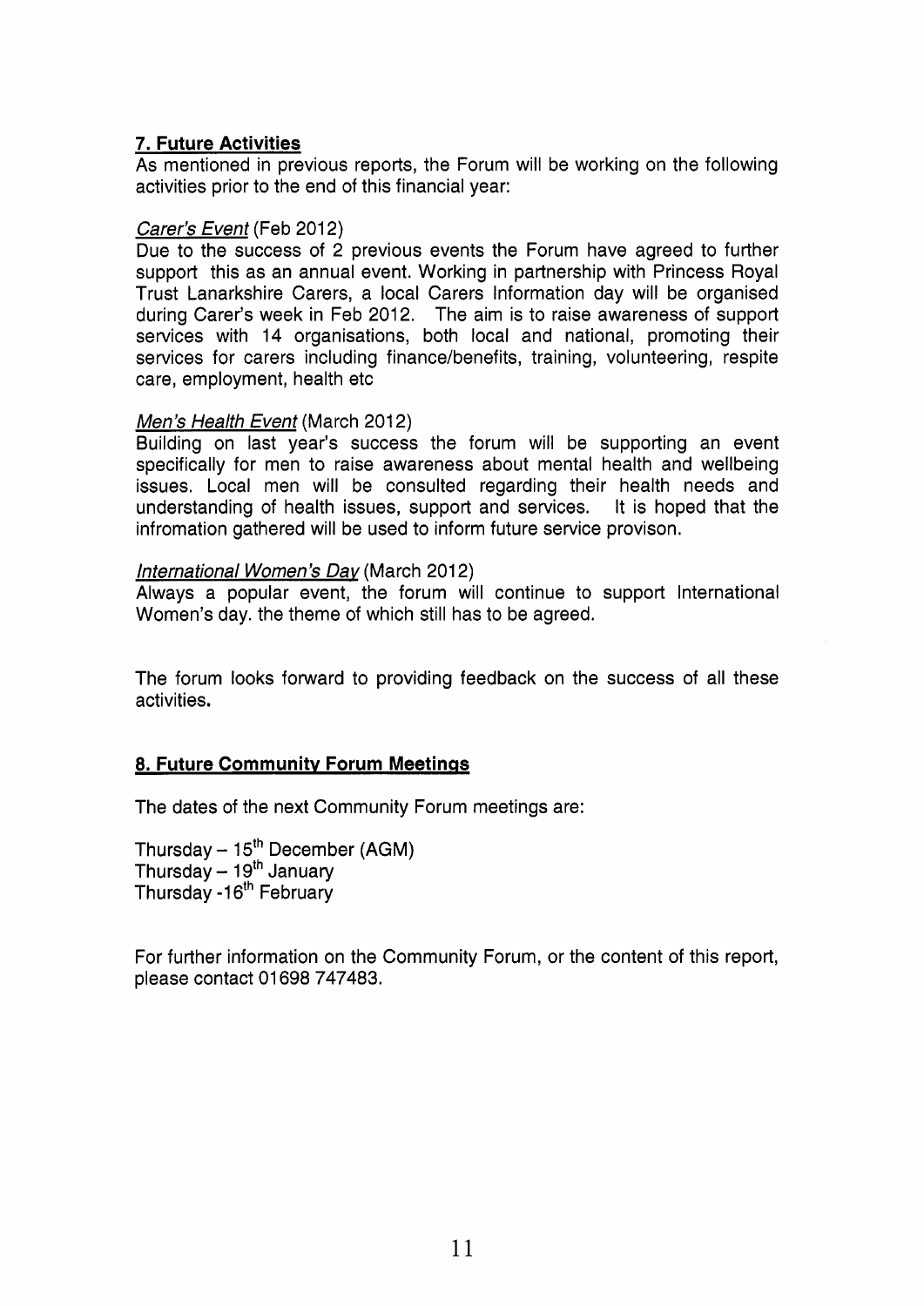## 7. Future Activities

As mentioned in previous reports, the Forum will be working on the following activities prior to the end of this financial year:

*Carer's Event* (Feb 2012)

Due to the success of 2 previous events the Forum have agreed to further support this as an annual event. Working in partnership with Princess Royal Trust Lanarkshire Carers, a local Carers Information day will be organised during Carer's week in Feb 2012. The aim is to raise awareness of support services with 14 organisations, both local and national, promoting their services for carers including finance/benefits, training, volunteering, respite care, employment, health etc

*Men's Health Event* (March 2012)

Building on last year's success the forum will be supporting an event specifically for men to raise awareness about mental health and wellbeing issues. Local men will be consulted regarding their health needs and understanding of health issues, support and services. It is hoped that the infromation gathered will be used to inform future service provison.

*International Women's Day* (March 2012)

Always a popular event, the forum will continue to support International Women's day. the theme of which still has to be agreed.

The forum looks forward to providing feedback on the success of all these activities.

## 8. Future Community Forum Meetings

The dates of the next Community Forum meetings are:

Thursday – 15th December (AGM)
Thursday – 19th January
Thursday -16th February

For further information on the Community Forum, or the content of this report, please contact 01698 747483.